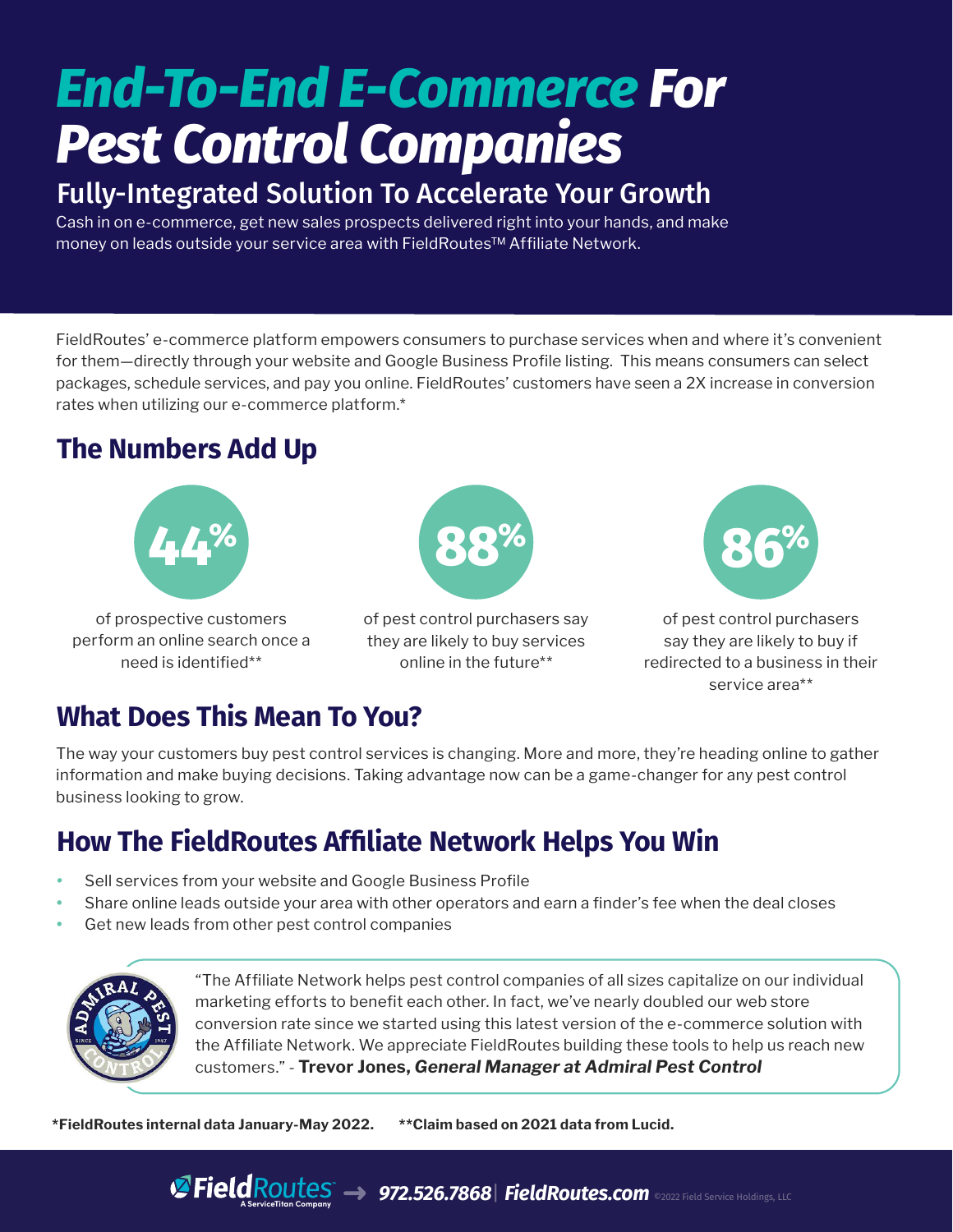# End-To-End E-Commerce For Pest Control Companies

## Fully-Integrated Solution To Accelerate Your Growth

Cash in on e-commerce, get new sales prospects delivered right into your hands, and make money on leads outside your service area with FieldRoutes™ Affiliate Network.

FieldRoutes' e-commerce platform empowers consumers to purchase services when and where it's convenient for them—directly through your website and Google Business Profile listing. This means consumers can select packages, schedule services, and pay you online. FieldRoutes' customers have seen a 2X increase in conversion rates when utilizing our e-commerce platform.*

## The Numbers Add Up

**44%** of prospective customers perform an online search once a need is identified**

**88%** of pest control purchasers say they are likely to buy services online in the future**

**86%** of pest control purchasers say they are likely to buy if redirected to a business in their service area**

## What Does This Mean To You?

The way your customers buy pest control services is changing. More and more, they're heading online to gather information and make buying decisions. Taking advantage now can be a game-changer for any pest control business looking to grow.

## How The FieldRoutes Affiliate Network Helps You Win

- Sell services from your website and Google Business Profile
- Share online leads outside your area with other operators and earn a finder's fee when the deal closes
- Get new leads from other pest control companies

"The Affiliate Network helps pest control companies of all sizes capitalize on our individual marketing efforts to benefit each other. In fact, we've nearly doubled our web store conversion rate since we started using this latest version of the e-commerce solution with the Affiliate Network. We appreciate FieldRoutes building these tools to help us reach new customers." - **Trevor Jones, *General Manager at Admiral Pest Control***

**\*FieldRoutes internal data January-May 2022.** **\*\*Claim based on 2021 data from Lucid.**

FieldRoutes — A ServiceTitan Company → **972.526.7868** | **FieldRoutes.com** ©2022 Field Service Holdings, LLC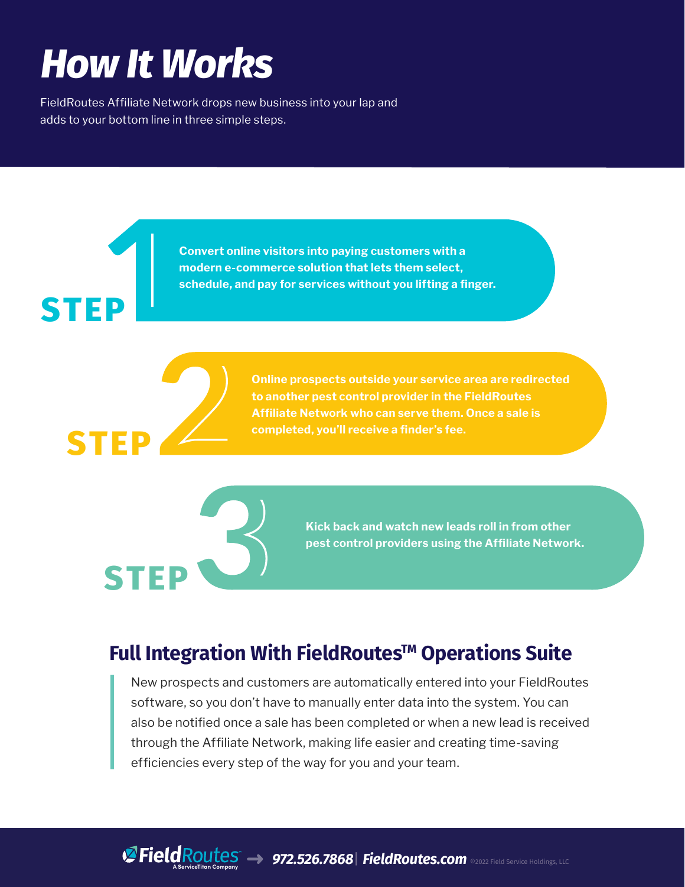# How It Works

FieldRoutes Affiliate Network drops new business into your lap and adds to your bottom line in three simple steps.

**STEP 1**

**Convert online visitors into paying customers with a modern e-commerce solution that lets them select, schedule, and pay for services without you lifting a finger.**

**STEP 2**

**Online prospects outside your service area are redirected to another pest control provider in the FieldRoutes Affiliate Network who can serve them. Once a sale is completed, you'll receive a finder's fee.**

**STEP 3**

**Kick back and watch new leads roll in from other pest control providers using the Affiliate Network.**

## Full Integration With FieldRoutes™ Operations Suite

New prospects and customers are automatically entered into your FieldRoutes software, so you don't have to manually enter data into the system. You can also be notified once a sale has been completed or when a new lead is received through the Affiliate Network, making life easier and creating time-saving efficiencies every step of the way for you and your team.

FieldRoutes A ServiceTitan Company → 972.526.7868 | FieldRoutes.com ©2022 Field Service Holdings, LLC